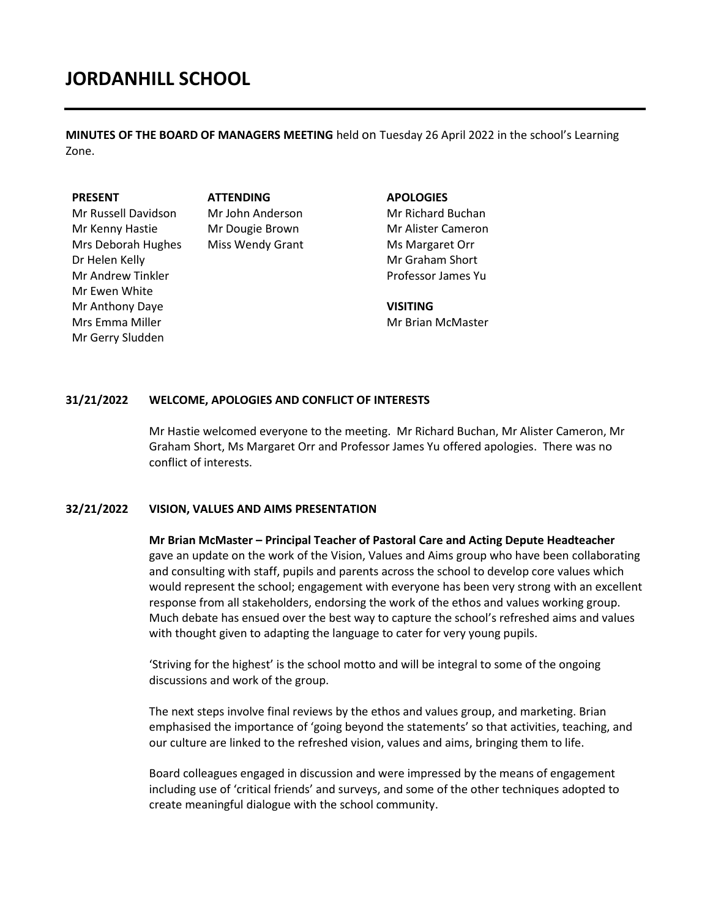# JORDANHILL SCHOOL

**MINUTES OF THE BOARD OF MANAGERS MEETING** held on Tuesday 26 April 2022 in the school's Learning Zone.

| PRESENT | ATTENDING | APOLOGIES |
|---|---|---|
| Mr Russell Davidson | Mr John Anderson | Mr Richard Buchan |
| Mr Kenny Hastie | Mr Dougie Brown | Mr Alister Cameron |
| Mrs Deborah Hughes | Miss Wendy Grant | Ms Margaret Orr |
| Dr Helen Kelly | | Mr Graham Short |
| Mr Andrew Tinkler | | Professor James Yu |
| Mr Ewen White | | |
| Mr Anthony Daye | | **VISITING** |
| Mrs Emma Miller | | Mr Brian McMaster |
| Mr Gerry Sludden | | |

**31/21/2022 WELCOME, APOLOGIES AND CONFLICT OF INTERESTS**

Mr Hastie welcomed everyone to the meeting. Mr Richard Buchan, Mr Alister Cameron, Mr Graham Short, Ms Margaret Orr and Professor James Yu offered apologies. There was no conflict of interests.

**32/21/2022 VISION, VALUES AND AIMS PRESENTATION**

**Mr Brian McMaster – Principal Teacher of Pastoral Care and Acting Depute Headteacher** gave an update on the work of the Vision, Values and Aims group who have been collaborating and consulting with staff, pupils and parents across the school to develop core values which would represent the school; engagement with everyone has been very strong with an excellent response from all stakeholders, endorsing the work of the ethos and values working group. Much debate has ensued over the best way to capture the school's refreshed aims and values with thought given to adapting the language to cater for very young pupils.

'Striving for the highest' is the school motto and will be integral to some of the ongoing discussions and work of the group.

The next steps involve final reviews by the ethos and values group, and marketing. Brian emphasised the importance of 'going beyond the statements' so that activities, teaching, and our culture are linked to the refreshed vision, values and aims, bringing them to life.

Board colleagues engaged in discussion and were impressed by the means of engagement including use of 'critical friends' and surveys, and some of the other techniques adopted to create meaningful dialogue with the school community.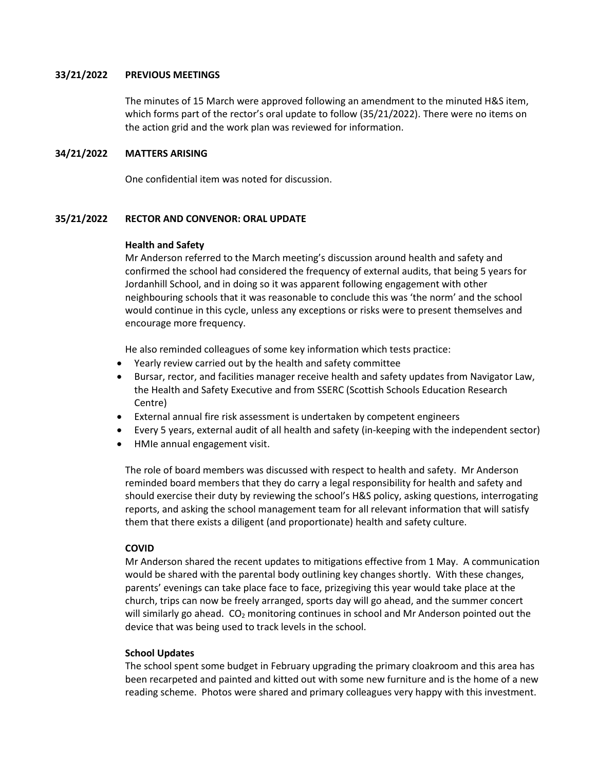**33/21/2022 PREVIOUS MEETINGS**

The minutes of 15 March were approved following an amendment to the minuted H&S item, which forms part of the rector's oral update to follow (35/21/2022). There were no items on the action grid and the work plan was reviewed for information.

**34/21/2022 MATTERS ARISING**

One confidential item was noted for discussion.

**35/21/2022 RECTOR AND CONVENOR: ORAL UPDATE**

**Health and Safety**

Mr Anderson referred to the March meeting's discussion around health and safety and confirmed the school had considered the frequency of external audits, that being 5 years for Jordanhill School, and in doing so it was apparent following engagement with other neighbouring schools that it was reasonable to conclude this was 'the norm' and the school would continue in this cycle, unless any exceptions or risks were to present themselves and encourage more frequency.

He also reminded colleagues of some key information which tests practice:

- Yearly review carried out by the health and safety committee
- Bursar, rector, and facilities manager receive health and safety updates from Navigator Law, the Health and Safety Executive and from SSERC (Scottish Schools Education Research Centre)
- External annual fire risk assessment is undertaken by competent engineers
- Every 5 years, external audit of all health and safety (in-keeping with the independent sector)
- HMIe annual engagement visit.

The role of board members was discussed with respect to health and safety. Mr Anderson reminded board members that they do carry a legal responsibility for health and safety and should exercise their duty by reviewing the school's H&S policy, asking questions, interrogating reports, and asking the school management team for all relevant information that will satisfy them that there exists a diligent (and proportionate) health and safety culture.

**COVID**

Mr Anderson shared the recent updates to mitigations effective from 1 May. A communication would be shared with the parental body outlining key changes shortly. With these changes, parents' evenings can take place face to face, prizegiving this year would take place at the church, trips can now be freely arranged, sports day will go ahead, and the summer concert will similarly go ahead. $CO_2$ monitoring continues in school and Mr Anderson pointed out the device that was being used to track levels in the school.

**School Updates**

The school spent some budget in February upgrading the primary cloakroom and this area has been recarpeted and painted and kitted out with some new furniture and is the home of a new reading scheme. Photos were shared and primary colleagues very happy with this investment.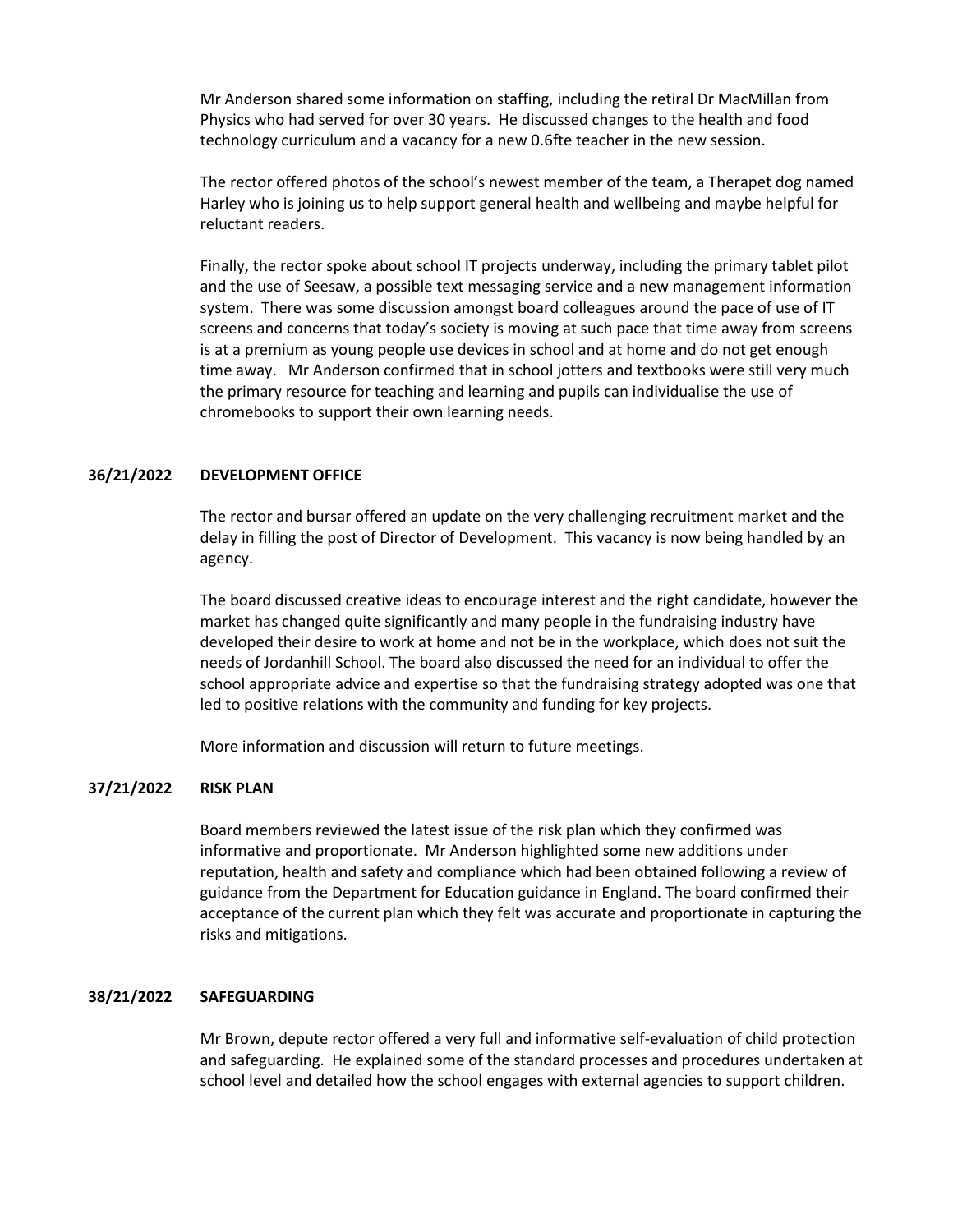Mr Anderson shared some information on staffing, including the retiral Dr MacMillan from Physics who had served for over 30 years. He discussed changes to the health and food technology curriculum and a vacancy for a new 0.6fte teacher in the new session.

The rector offered photos of the school's newest member of the team, a Therapet dog named Harley who is joining us to help support general health and wellbeing and maybe helpful for reluctant readers.

Finally, the rector spoke about school IT projects underway, including the primary tablet pilot and the use of Seesaw, a possible text messaging service and a new management information system. There was some discussion amongst board colleagues around the pace of use of IT screens and concerns that today's society is moving at such pace that time away from screens is at a premium as young people use devices in school and at home and do not get enough time away. Mr Anderson confirmed that in school jotters and textbooks were still very much the primary resource for teaching and learning and pupils can individualise the use of chromebooks to support their own learning needs.

**36/21/2022 DEVELOPMENT OFFICE**

The rector and bursar offered an update on the very challenging recruitment market and the delay in filling the post of Director of Development. This vacancy is now being handled by an agency.

The board discussed creative ideas to encourage interest and the right candidate, however the market has changed quite significantly and many people in the fundraising industry have developed their desire to work at home and not be in the workplace, which does not suit the needs of Jordanhill School. The board also discussed the need for an individual to offer the school appropriate advice and expertise so that the fundraising strategy adopted was one that led to positive relations with the community and funding for key projects.

More information and discussion will return to future meetings.

**37/21/2022 RISK PLAN**

Board members reviewed the latest issue of the risk plan which they confirmed was informative and proportionate. Mr Anderson highlighted some new additions under reputation, health and safety and compliance which had been obtained following a review of guidance from the Department for Education guidance in England. The board confirmed their acceptance of the current plan which they felt was accurate and proportionate in capturing the risks and mitigations.

**38/21/2022 SAFEGUARDING**

Mr Brown, depute rector offered a very full and informative self-evaluation of child protection and safeguarding. He explained some of the standard processes and procedures undertaken at school level and detailed how the school engages with external agencies to support children.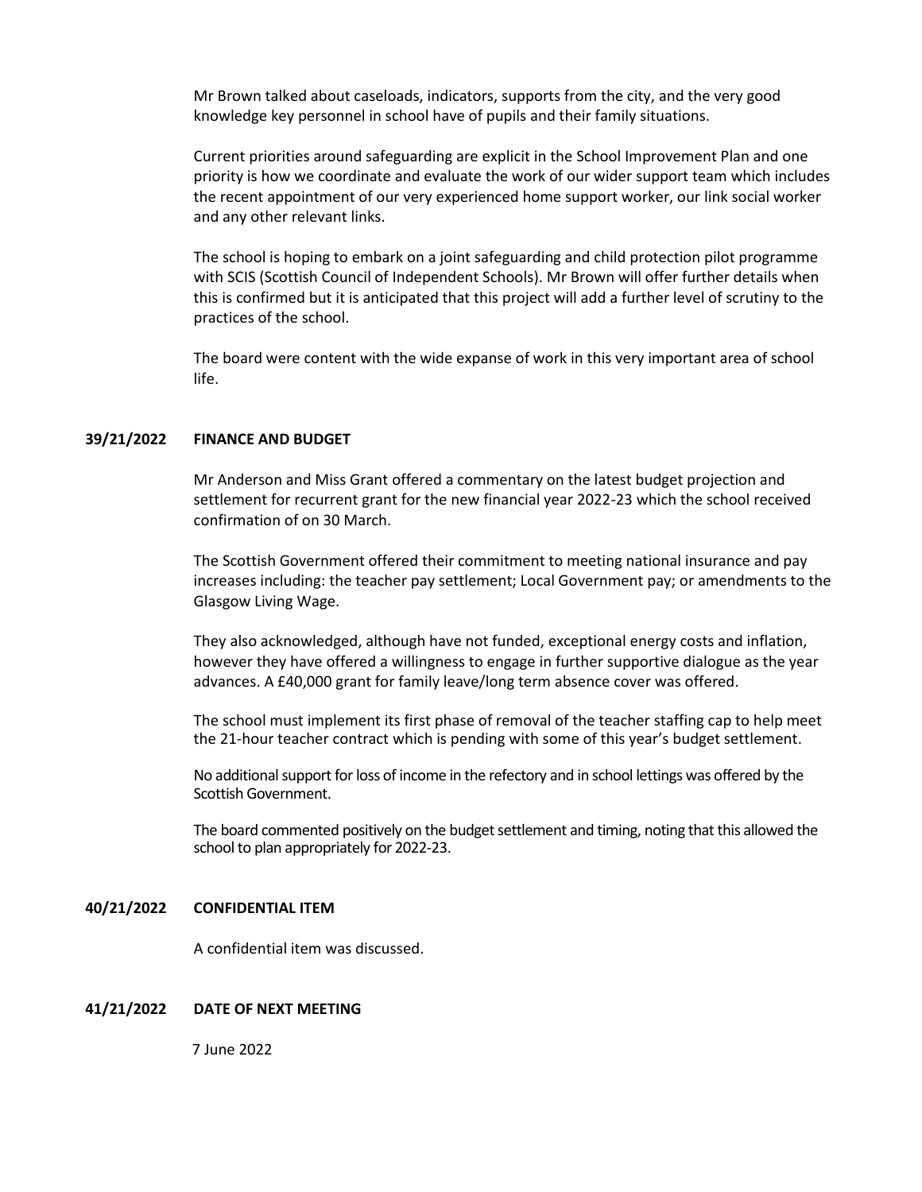Mr Brown talked about caseloads, indicators, supports from the city, and the very good knowledge key personnel in school have of pupils and their family situations.

Current priorities around safeguarding are explicit in the School Improvement Plan and one priority is how we coordinate and evaluate the work of our wider support team which includes the recent appointment of our very experienced home support worker, our link social worker and any other relevant links.

The school is hoping to embark on a joint safeguarding and child protection pilot programme with SCIS (Scottish Council of Independent Schools). Mr Brown will offer further details when this is confirmed but it is anticipated that this project will add a further level of scrutiny to the practices of the school.

The board were content with the wide expanse of work in this very important area of school life.

**39/21/2022 FINANCE AND BUDGET**

Mr Anderson and Miss Grant offered a commentary on the latest budget projection and settlement for recurrent grant for the new financial year 2022-23 which the school received confirmation of on 30 March.

The Scottish Government offered their commitment to meeting national insurance and pay increases including: the teacher pay settlement; Local Government pay; or amendments to the Glasgow Living Wage.

They also acknowledged, although have not funded, exceptional energy costs and inflation, however they have offered a willingness to engage in further supportive dialogue as the year advances. A £40,000 grant for family leave/long term absence cover was offered.

The school must implement its first phase of removal of the teacher staffing cap to help meet the 21-hour teacher contract which is pending with some of this year's budget settlement.

No additional support for loss of income in the refectory and in school lettings was offered by the Scottish Government.

The board commented positively on the budget settlement and timing, noting that this allowed the school to plan appropriately for 2022-23.

**40/21/2022 CONFIDENTIAL ITEM**

A confidential item was discussed.

**41/21/2022 DATE OF NEXT MEETING**

7 June 2022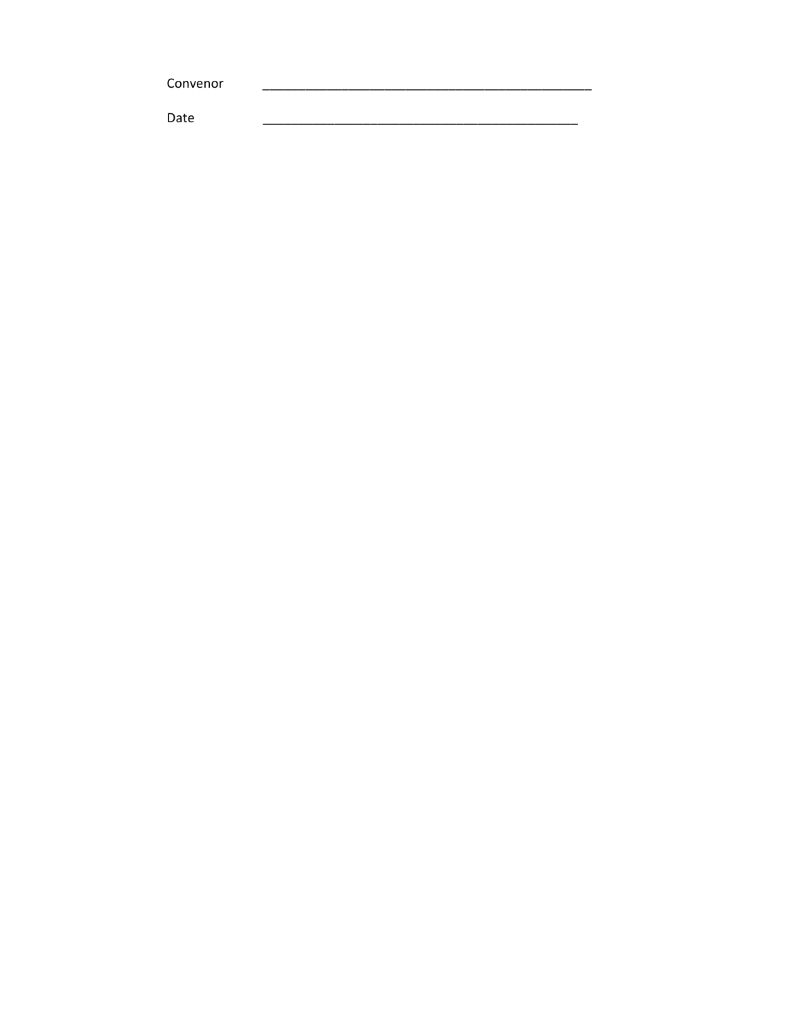Convenor ______________________________________________

Date ______________________________________________